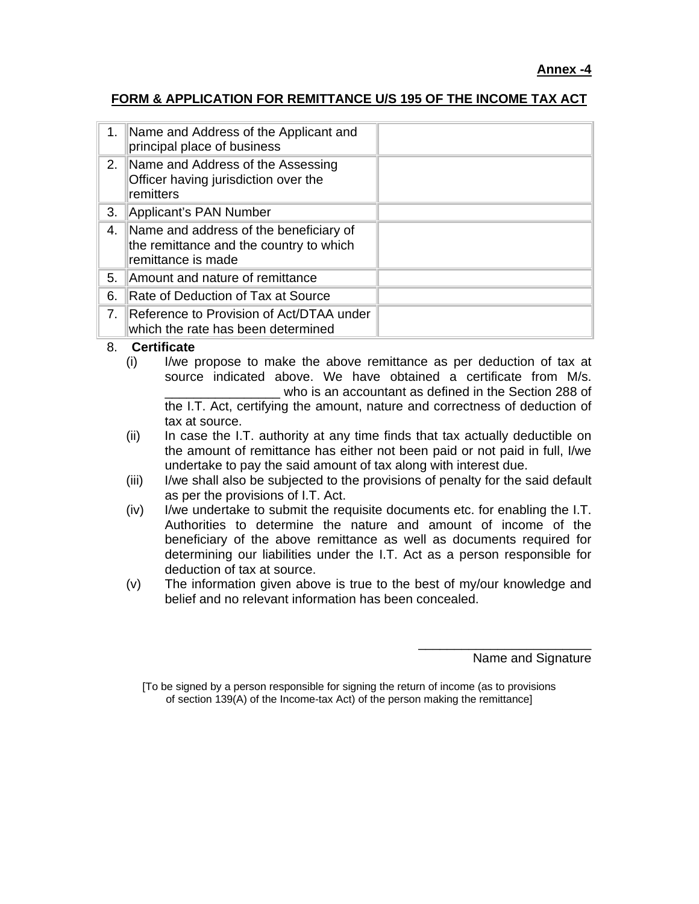**Annex -4**

## FORM & APPLICATION FOR REMITTANCE U/S 195 OF THE INCOME TAX ACT

| | | |
|---|---|---|
| 1. | Name and Address of the Applicant and principal place of business | |
| 2. | Name and Address of the Assessing Officer having jurisdiction over the remitters | |
| 3. | Applicant's PAN Number | |
| 4. | Name and address of the beneficiary of the remittance and the country to which remittance is made | |
| 5. | Amount and nature of remittance | |
| 6. | Rate of Deduction of Tax at Source | |
| 7. | Reference to Provision of Act/DTAA under which the rate has been determined | |

8. **Certificate**

(i) I/we propose to make the above remittance as per deduction of tax at source indicated above. We have obtained a certificate from M/s. ________________ who is an accountant as defined in the Section 288 of the I.T. Act, certifying the amount, nature and correctness of deduction of tax at source.

(ii) In case the I.T. authority at any time finds that tax actually deductible on the amount of remittance has either not been paid or not paid in full, I/we undertake to pay the said amount of tax along with interest due.

(iii) I/we shall also be subjected to the provisions of penalty for the said default as per the provisions of I.T. Act.

(iv) I/we undertake to submit the requisite documents etc. for enabling the I.T. Authorities to determine the nature and amount of income of the beneficiary of the above remittance as well as documents required for determining our liabilities under the I.T. Act as a person responsible for deduction of tax at source.

(v) The information given above is true to the best of my/our knowledge and belief and no relevant information has been concealed.

________________________

Name and Signature

[To be signed by a person responsible for signing the return of income (as to provisions of section 139(A) of the Income-tax Act) of the person making the remittance]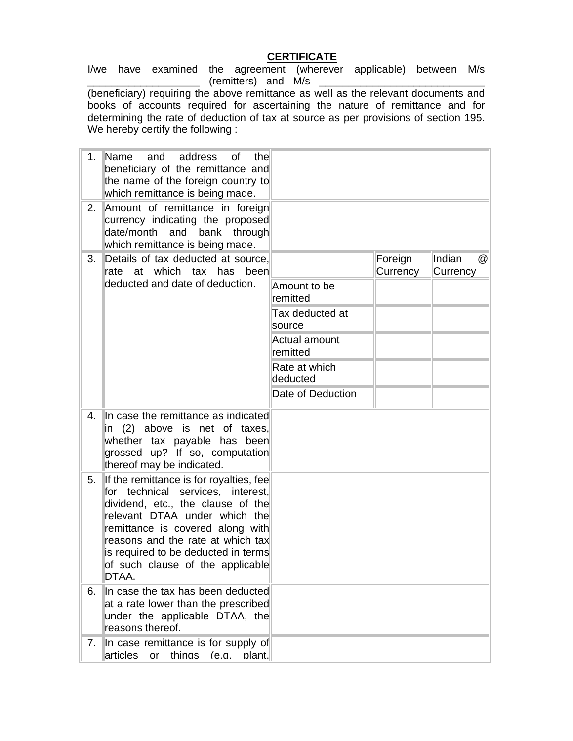## CERTIFICATE

I/we have examined the agreement (wherever applicable) between M/s ___________________ (remitters) and M/s ___________________________ (beneficiary) requiring the above remittance as well as the relevant documents and books of accounts required for ascertaining the nature of remittance and for determining the rate of deduction of tax at source as per provisions of section 195. We hereby certify the following :

| | | | | |
|---|---|---|---|---|
| 1. | Name and address of the beneficiary of the remittance and the name of the foreign country to which remittance is being made. | | | |
| 2. | Amount of remittance in foreign currency indicating the proposed date/month and bank through which remittance is being made. | | | |
| 3. | Details of tax deducted at source, rate at which tax has been deducted and date of deduction. | | Foreign Currency | Indian @ Currency |
| | | Amount to be remitted | | |
| | | Tax deducted at source | | |
| | | Actual amount remitted | | |
| | | Rate at which deducted | | |
| | | Date of Deduction | | |
| 4. | In case the remittance as indicated in (2) above is net of taxes, whether tax payable has been grossed up? If so, computation thereof may be indicated. | | | |
| 5. | If the remittance is for royalties, fee for technical services, interest, dividend, etc., the clause of the relevant DTAA under which the remittance is covered along with reasons and the rate at which tax is required to be deducted in terms of such clause of the applicable DTAA. | | | |
| 6. | In case the tax has been deducted at a rate lower than the prescribed under the applicable DTAA, the reasons thereof. | | | |
| 7. | In case remittance is for supply of articles or things (e.g. plant, | | | |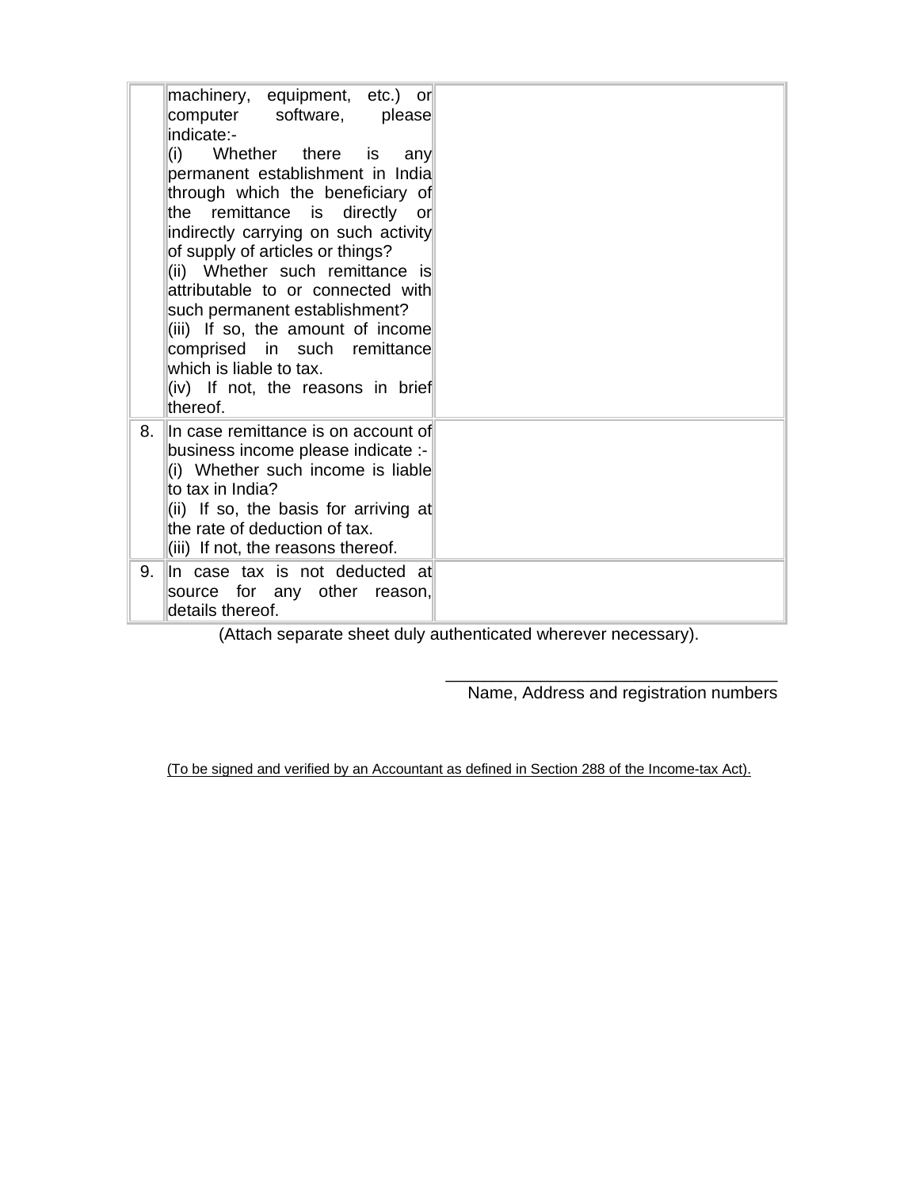| | | |
|---|---|---|
| | machinery, equipment, etc.) or computer software, please indicate:-<br>(i) Whether there is any permanent establishment in India through which the beneficiary of the remittance is directly or indirectly carrying on such activity of supply of articles or things?<br>(ii) Whether such remittance is attributable to or connected with such permanent establishment?<br>(iii) If so, the amount of income comprised in such remittance which is liable to tax.<br>(iv) If not, the reasons in brief thereof. | |
| 8. | In case remittance is on account of business income please indicate :-<br>(i) Whether such income is liable to tax in India?<br>(ii) If so, the basis for arriving at the rate of deduction of tax.<br>(iii) If not, the reasons thereof. | |
| 9. | In case tax is not deducted at source for any other reason, details thereof. | |

(Attach separate sheet duly authenticated wherever necessary).

\_\_\_\_\_\_\_\_\_\_\_\_\_\_\_\_\_\_\_\_\_\_\_\_\_\_\_\_\_\_\_\_\_\_\_\_

Name, Address and registration numbers

(To be signed and verified by an Accountant as defined in Section 288 of the Income-tax Act).